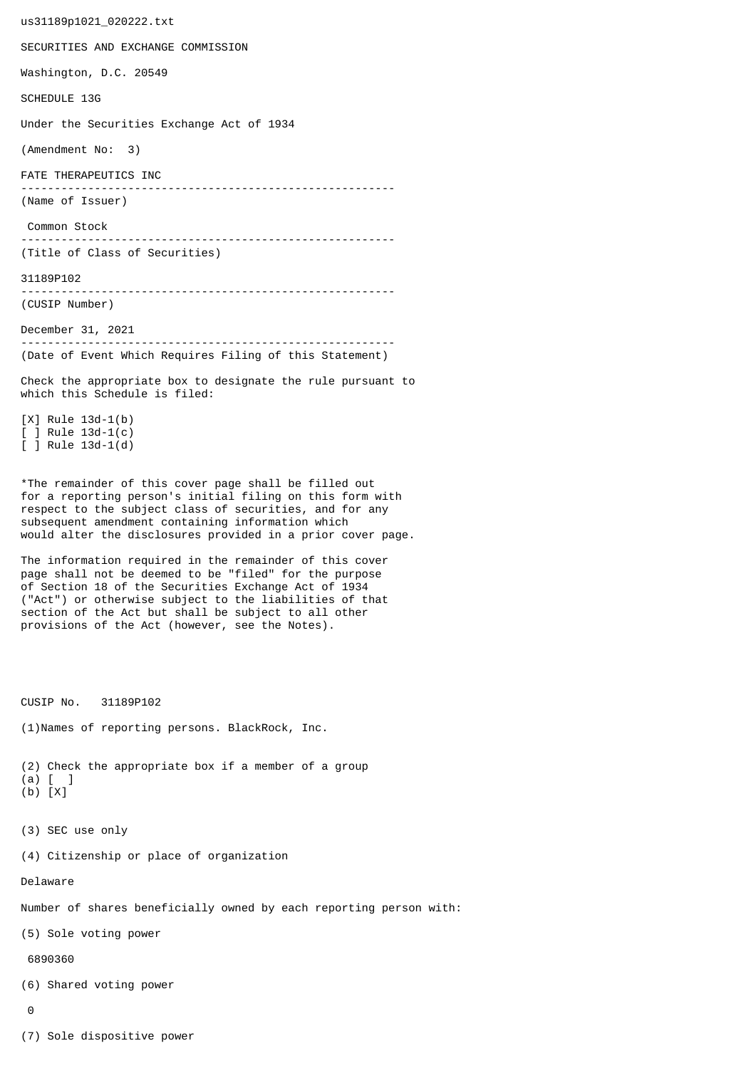us31189p1021_020222.txt

SECURITIES AND EXCHANGE COMMISSION

Washington, D.C. 20549

SCHEDULE 13G

Under the Securities Exchange Act of 1934

(Amendment No: 3)

FATE THERAPEUTICS INC

--------------------------------------------------------
(Name of Issuer)

Common Stock

--------------------------------------------------------
(Title of Class of Securities)

31189P102

--------------------------------------------------------
(CUSIP Number)

December 31, 2021

--------------------------------------------------------
(Date of Event Which Requires Filing of this Statement)

Check the appropriate box to designate the rule pursuant to which this Schedule is filed:

[X] Rule 13d-1(b)
[ ] Rule 13d-1(c)
[ ] Rule 13d-1(d)

*The remainder of this cover page shall be filled out for a reporting person's initial filing on this form with respect to the subject class of securities, and for any subsequent amendment containing information which would alter the disclosures provided in a prior cover page.

The information required in the remainder of this cover page shall not be deemed to be "filed" for the purpose of Section 18 of the Securities Exchange Act of 1934 ("Act") or otherwise subject to the liabilities of that section of the Act but shall be subject to all other provisions of the Act (however, see the Notes).

CUSIP No. 31189P102

(1)Names of reporting persons. BlackRock, Inc.

(2) Check the appropriate box if a member of a group
(a) [ ]
(b) [X]

(3) SEC use only

(4) Citizenship or place of organization

Delaware

Number of shares beneficially owned by each reporting person with:

(5) Sole voting power

6890360

(6) Shared voting power

0

(7) Sole dispositive power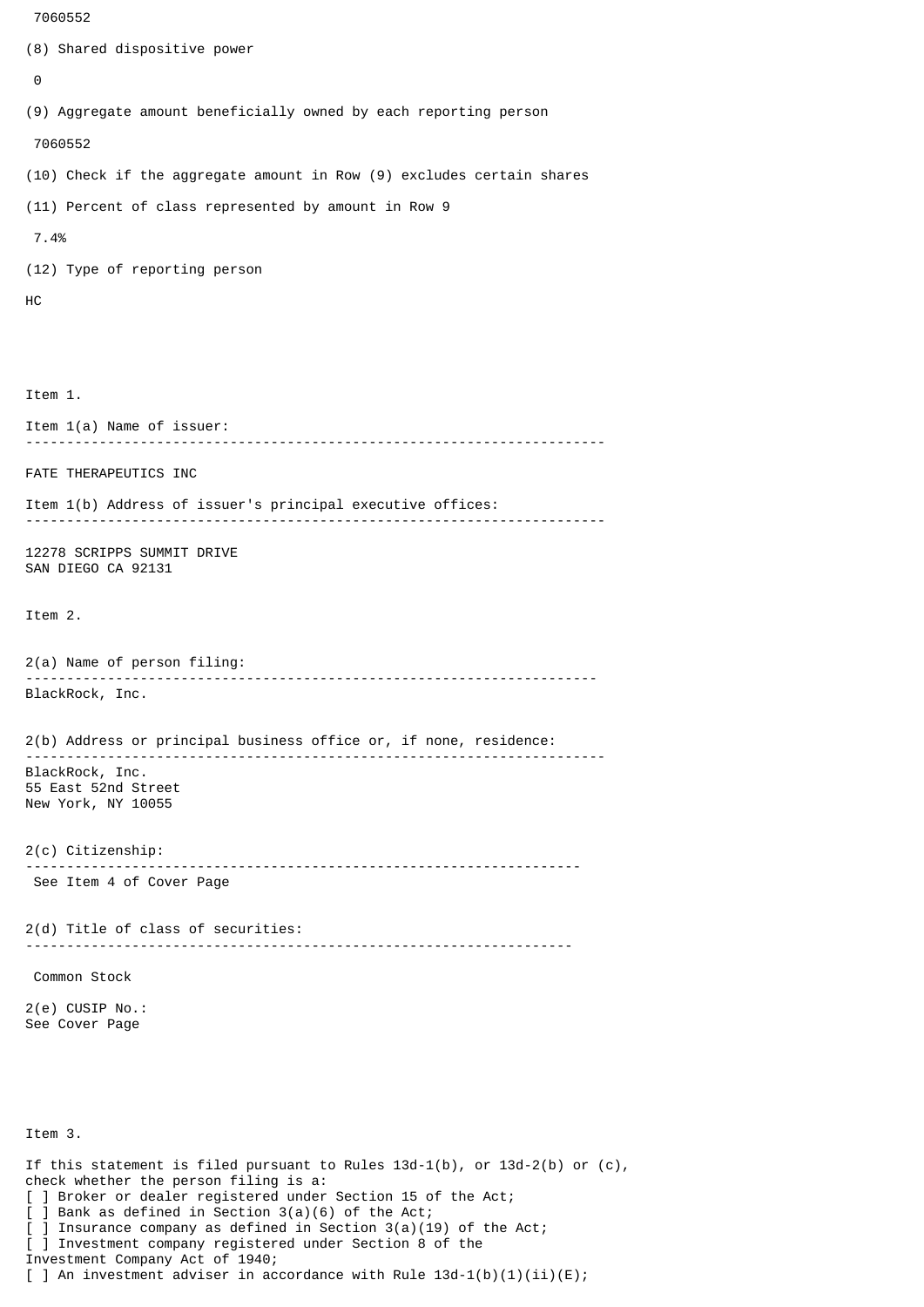7060552

(8) Shared dispositive power

0

(9) Aggregate amount beneficially owned by each reporting person

7060552

(10) Check if the aggregate amount in Row (9) excludes certain shares

(11) Percent of class represented by amount in Row 9

7.4%

(12) Type of reporting person

HC

Item 1.

Item 1(a) Name of issuer:

---

FATE THERAPEUTICS INC

Item 1(b) Address of issuer's principal executive offices:

---

12278 SCRIPPS SUMMIT DRIVE
SAN DIEGO CA 92131

Item 2.

2(a) Name of person filing:

---

BlackRock, Inc.

2(b) Address or principal business office or, if none, residence:

---

BlackRock, Inc.
55 East 52nd Street
New York, NY 10055

2(c) Citizenship:

---

See Item 4 of Cover Page

2(d) Title of class of securities:

---

Common Stock

2(e) CUSIP No.:
See Cover Page

Item 3.

If this statement is filed pursuant to Rules 13d-1(b), or 13d-2(b) or (c), check whether the person filing is a:

[ ] Broker or dealer registered under Section 15 of the Act;
[ ] Bank as defined in Section 3(a)(6) of the Act;
[ ] Insurance company as defined in Section 3(a)(19) of the Act;
[ ] Investment company registered under Section 8 of the Investment Company Act of 1940;
[ ] An investment adviser in accordance with Rule 13d-1(b)(1)(ii)(E);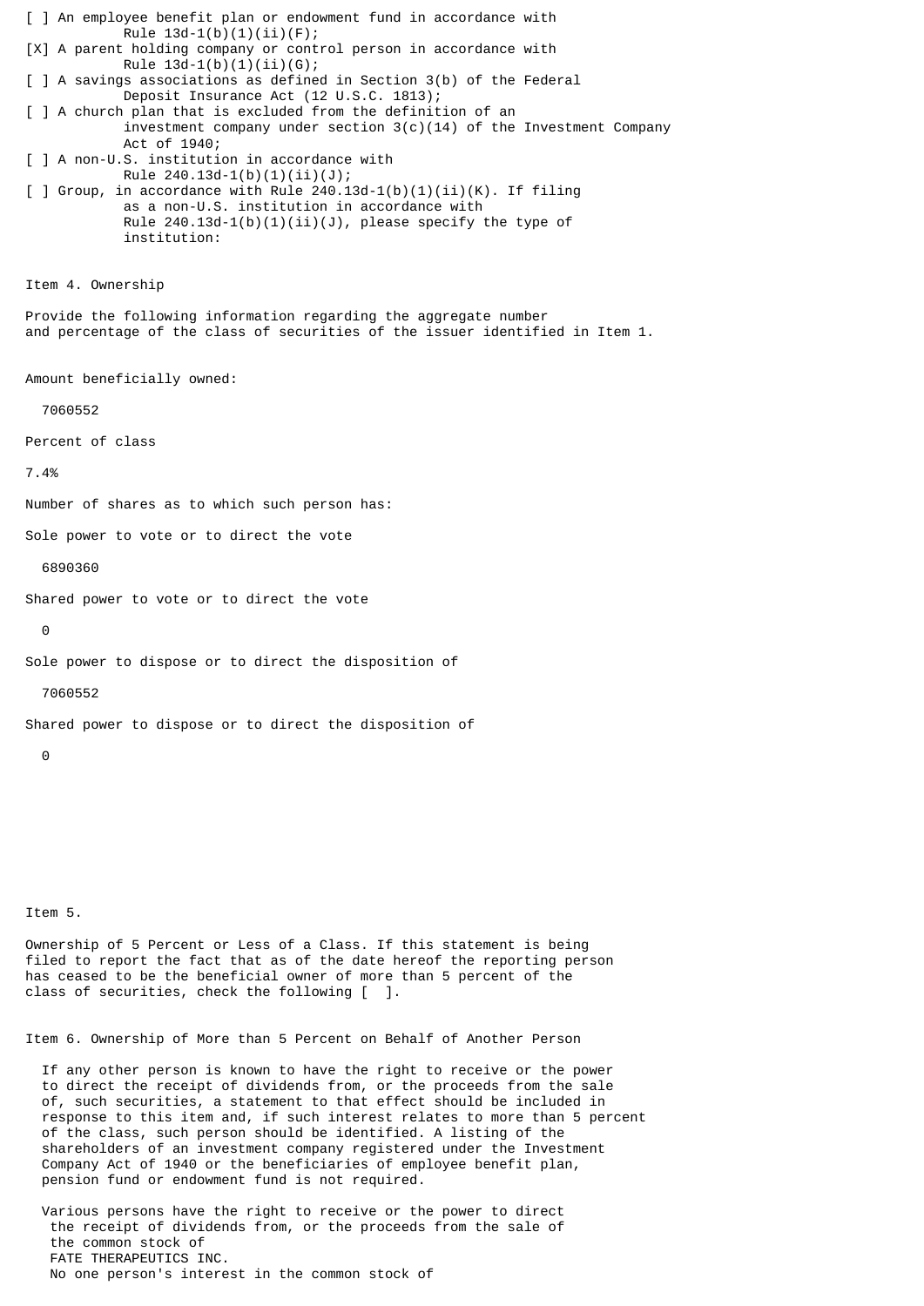[ ] An employee benefit plan or endowment fund in accordance with Rule 13d-1(b)(1)(ii)(F);

[X] A parent holding company or control person in accordance with Rule 13d-1(b)(1)(ii)(G);

[ ] A savings associations as defined in Section 3(b) of the Federal Deposit Insurance Act (12 U.S.C. 1813);

[ ] A church plan that is excluded from the definition of an investment company under section 3(c)(14) of the Investment Company Act of 1940;

[ ] A non-U.S. institution in accordance with Rule 240.13d-1(b)(1)(ii)(J);

[ ] Group, in accordance with Rule 240.13d-1(b)(1)(ii)(K). If filing as a non-U.S. institution in accordance with Rule 240.13d-1(b)(1)(ii)(J), please specify the type of institution:

Item 4. Ownership

Provide the following information regarding the aggregate number and percentage of the class of securities of the issuer identified in Item 1.

Amount beneficially owned:

7060552

Percent of class

7.4%

Number of shares as to which such person has:

Sole power to vote or to direct the vote

6890360

Shared power to vote or to direct the vote

0

Sole power to dispose or to direct the disposition of

7060552

Shared power to dispose or to direct the disposition of

0

Item 5.

Ownership of 5 Percent or Less of a Class. If this statement is being filed to report the fact that as of the date hereof the reporting person has ceased to be the beneficial owner of more than 5 percent of the class of securities, check the following [ ].

Item 6. Ownership of More than 5 Percent on Behalf of Another Person

If any other person is known to have the right to receive or the power to direct the receipt of dividends from, or the proceeds from the sale of, such securities, a statement to that effect should be included in response to this item and, if such interest relates to more than 5 percent of the class, such person should be identified. A listing of the shareholders of an investment company registered under the Investment Company Act of 1940 or the beneficiaries of employee benefit plan, pension fund or endowment fund is not required.

Various persons have the right to receive or the power to direct the receipt of dividends from, or the proceeds from the sale of the common stock of FATE THERAPEUTICS INC. No one person's interest in the common stock of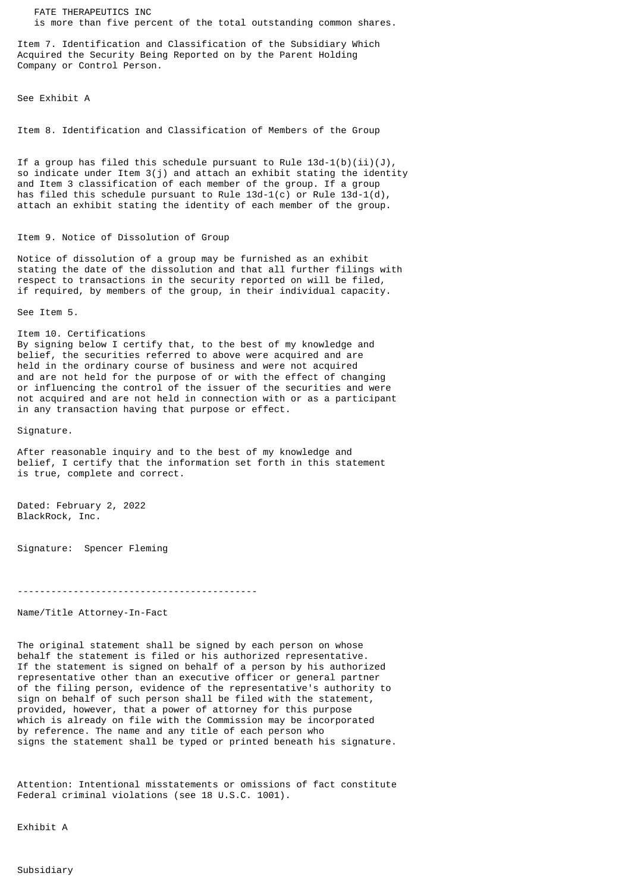FATE THERAPEUTICS INC
is more than five percent of the total outstanding common shares.

Item 7. Identification and Classification of the Subsidiary Which Acquired the Security Being Reported on by the Parent Holding Company or Control Person.

See Exhibit A

Item 8. Identification and Classification of Members of the Group

If a group has filed this schedule pursuant to Rule 13d-1(b)(ii)(J), so indicate under Item 3(j) and attach an exhibit stating the identity and Item 3 classification of each member of the group. If a group has filed this schedule pursuant to Rule 13d-1(c) or Rule 13d-1(d), attach an exhibit stating the identity of each member of the group.

Item 9. Notice of Dissolution of Group

Notice of dissolution of a group may be furnished as an exhibit stating the date of the dissolution and that all further filings with respect to transactions in the security reported on will be filed, if required, by members of the group, in their individual capacity.

See Item 5.

Item 10. Certifications
By signing below I certify that, to the best of my knowledge and belief, the securities referred to above were acquired and are held in the ordinary course of business and were not acquired and are not held for the purpose of or with the effect of changing or influencing the control of the issuer of the securities and were not acquired and are not held in connection with or as a participant in any transaction having that purpose or effect.

Signature.

After reasonable inquiry and to the best of my knowledge and belief, I certify that the information set forth in this statement is true, complete and correct.

Dated: February 2, 2022
BlackRock, Inc.

Signature: Spencer Fleming

-------------------------------------------

Name/Title Attorney-In-Fact

The original statement shall be signed by each person on whose behalf the statement is filed or his authorized representative. If the statement is signed on behalf of a person by his authorized representative other than an executive officer or general partner of the filing person, evidence of the representative's authority to sign on behalf of such person shall be filed with the statement, provided, however, that a power of attorney for this purpose which is already on file with the Commission may be incorporated by reference. The name and any title of each person who signs the statement shall be typed or printed beneath his signature.

Attention: Intentional misstatements or omissions of fact constitute Federal criminal violations (see 18 U.S.C. 1001).

Exhibit A

Subsidiary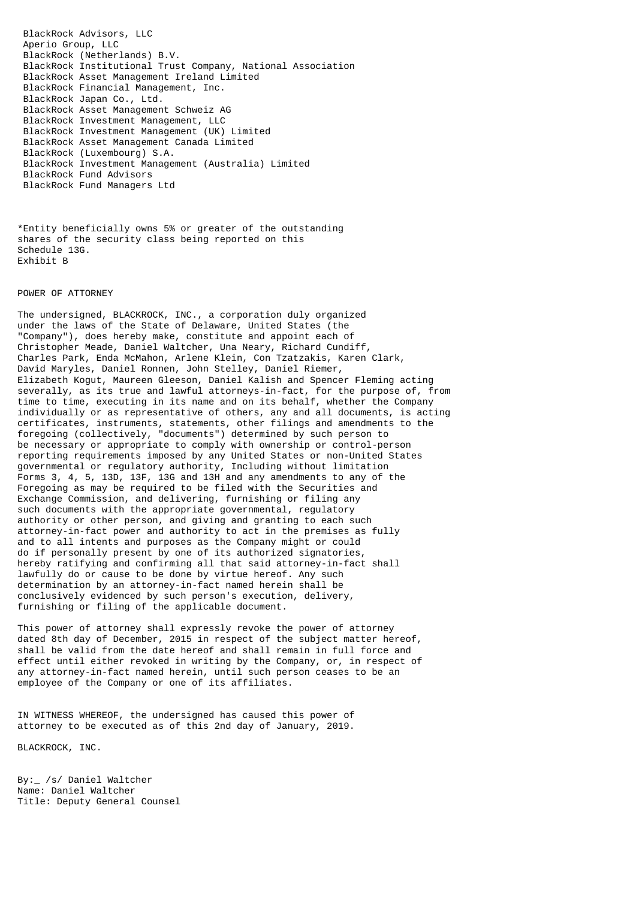BlackRock Advisors, LLC
Aperio Group, LLC
BlackRock (Netherlands) B.V.
BlackRock Institutional Trust Company, National Association
BlackRock Asset Management Ireland Limited
BlackRock Financial Management, Inc.
BlackRock Japan Co., Ltd.
BlackRock Asset Management Schweiz AG
BlackRock Investment Management, LLC
BlackRock Investment Management (UK) Limited
BlackRock Asset Management Canada Limited
BlackRock (Luxembourg) S.A.
BlackRock Investment Management (Australia) Limited
BlackRock Fund Advisors
BlackRock Fund Managers Ltd

*Entity beneficially owns 5% or greater of the outstanding shares of the security class being reported on this Schedule 13G.

Exhibit B

POWER OF ATTORNEY

The undersigned, BLACKROCK, INC., a corporation duly organized under the laws of the State of Delaware, United States (the "Company"), does hereby make, constitute and appoint each of Christopher Meade, Daniel Waltcher, Una Neary, Richard Cundiff, Charles Park, Enda McMahon, Arlene Klein, Con Tzatzakis, Karen Clark, David Maryles, Daniel Ronnen, John Stelley, Daniel Riemer, Elizabeth Kogut, Maureen Gleeson, Daniel Kalish and Spencer Fleming acting severally, as its true and lawful attorneys-in-fact, for the purpose of, from time to time, executing in its name and on its behalf, whether the Company individually or as representative of others, any and all documents, is acting certificates, instruments, statements, other filings and amendments to the foregoing (collectively, "documents") determined by such person to be necessary or appropriate to comply with ownership or control-person reporting requirements imposed by any United States or non-United States governmental or regulatory authority, Including without limitation Forms 3, 4, 5, 13D, 13F, 13G and 13H and any amendments to any of the Foregoing as may be required to be filed with the Securities and Exchange Commission, and delivering, furnishing or filing any such documents with the appropriate governmental, regulatory authority or other person, and giving and granting to each such attorney-in-fact power and authority to act in the premises as fully and to all intents and purposes as the Company might or could do if personally present by one of its authorized signatories, hereby ratifying and confirming all that said attorney-in-fact shall lawfully do or cause to be done by virtue hereof. Any such determination by an attorney-in-fact named herein shall be conclusively evidenced by such person's execution, delivery, furnishing or filing of the applicable document.

This power of attorney shall expressly revoke the power of attorney dated 8th day of December, 2015 in respect of the subject matter hereof, shall be valid from the date hereof and shall remain in full force and effect until either revoked in writing by the Company, or, in respect of any attorney-in-fact named herein, until such person ceases to be an employee of the Company or one of its affiliates.

IN WITNESS WHEREOF, the undersigned has caused this power of attorney to be executed as of this 2nd day of January, 2019.

BLACKROCK, INC.

By:_ /s/ Daniel Waltcher
Name: Daniel Waltcher
Title: Deputy General Counsel